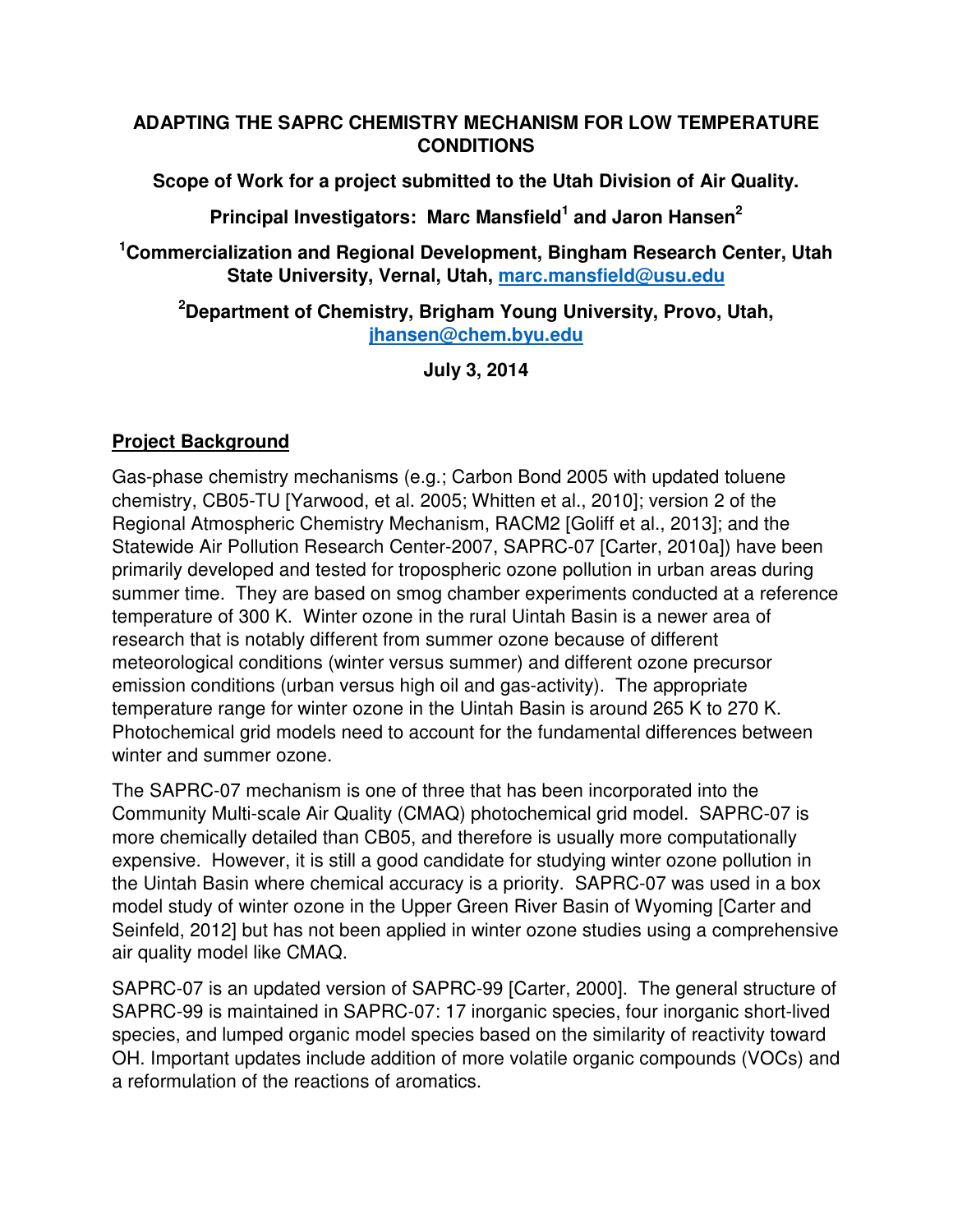# ADAPTING THE SAPRC CHEMISTRY MECHANISM FOR LOW TEMPERATURE CONDITIONS

**Scope of Work for a project submitted to the Utah Division of Air Quality.**

**Principal Investigators: Marc Mansfield[1] and Jaron Hansen[2]**

**[1]Commercialization and Regional Development, Bingham Research Center, Utah State University, Vernal, Utah, marc.mansfield@usu.edu**

**[2]Department of Chemistry, Brigham Young University, Provo, Utah, jhansen@chem.byu.edu**

**July 3, 2014**

## Project Background

Gas-phase chemistry mechanisms (e.g.; Carbon Bond 2005 with updated toluene chemistry, CB05-TU [Yarwood, et al. 2005; Whitten et al., 2010]; version 2 of the Regional Atmospheric Chemistry Mechanism, RACM2 [Goliff et al., 2013]; and the Statewide Air Pollution Research Center-2007, SAPRC-07 [Carter, 2010a]) have been primarily developed and tested for tropospheric ozone pollution in urban areas during summer time. They are based on smog chamber experiments conducted at a reference temperature of 300 K. Winter ozone in the rural Uintah Basin is a newer area of research that is notably different from summer ozone because of different meteorological conditions (winter versus summer) and different ozone precursor emission conditions (urban versus high oil and gas-activity). The appropriate temperature range for winter ozone in the Uintah Basin is around 265 K to 270 K. Photochemical grid models need to account for the fundamental differences between winter and summer ozone.

The SAPRC-07 mechanism is one of three that has been incorporated into the Community Multi-scale Air Quality (CMAQ) photochemical grid model. SAPRC-07 is more chemically detailed than CB05, and therefore is usually more computationally expensive. However, it is still a good candidate for studying winter ozone pollution in the Uintah Basin where chemical accuracy is a priority. SAPRC-07 was used in a box model study of winter ozone in the Upper Green River Basin of Wyoming [Carter and Seinfeld, 2012] but has not been applied in winter ozone studies using a comprehensive air quality model like CMAQ.

SAPRC-07 is an updated version of SAPRC-99 [Carter, 2000]. The general structure of SAPRC-99 is maintained in SAPRC-07: 17 inorganic species, four inorganic short-lived species, and lumped organic model species based on the similarity of reactivity toward OH. Important updates include addition of more volatile organic compounds (VOCs) and a reformulation of the reactions of aromatics.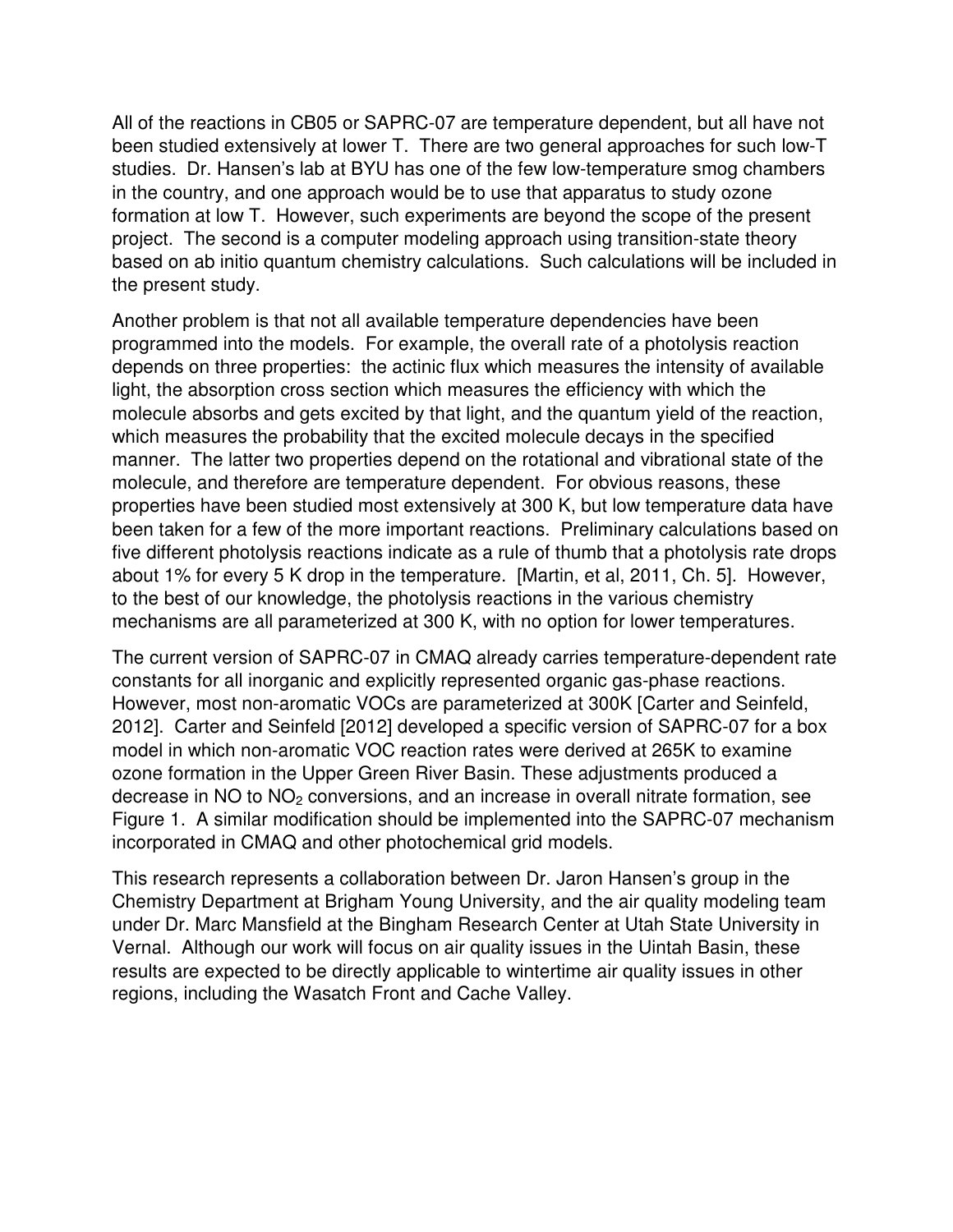All of the reactions in CB05 or SAPRC-07 are temperature dependent, but all have not been studied extensively at lower T. There are two general approaches for such low-T studies. Dr. Hansen's lab at BYU has one of the few low-temperature smog chambers in the country, and one approach would be to use that apparatus to study ozone formation at low T. However, such experiments are beyond the scope of the present project. The second is a computer modeling approach using transition-state theory based on ab initio quantum chemistry calculations. Such calculations will be included in the present study.

Another problem is that not all available temperature dependencies have been programmed into the models. For example, the overall rate of a photolysis reaction depends on three properties: the actinic flux which measures the intensity of available light, the absorption cross section which measures the efficiency with which the molecule absorbs and gets excited by that light, and the quantum yield of the reaction, which measures the probability that the excited molecule decays in the specified manner. The latter two properties depend on the rotational and vibrational state of the molecule, and therefore are temperature dependent. For obvious reasons, these properties have been studied most extensively at 300 K, but low temperature data have been taken for a few of the more important reactions. Preliminary calculations based on five different photolysis reactions indicate as a rule of thumb that a photolysis rate drops about 1% for every 5 K drop in the temperature. [Martin, et al, 2011, Ch. 5]. However, to the best of our knowledge, the photolysis reactions in the various chemistry mechanisms are all parameterized at 300 K, with no option for lower temperatures.

The current version of SAPRC-07 in CMAQ already carries temperature-dependent rate constants for all inorganic and explicitly represented organic gas-phase reactions. However, most non-aromatic VOCs are parameterized at 300K [Carter and Seinfeld, 2012]. Carter and Seinfeld [2012] developed a specific version of SAPRC-07 for a box model in which non-aromatic VOC reaction rates were derived at 265K to examine ozone formation in the Upper Green River Basin. These adjustments produced a decrease in NO to $NO_2$ conversions, and an increase in overall nitrate formation, see Figure 1. A similar modification should be implemented into the SAPRC-07 mechanism incorporated in CMAQ and other photochemical grid models.

This research represents a collaboration between Dr. Jaron Hansen's group in the Chemistry Department at Brigham Young University, and the air quality modeling team under Dr. Marc Mansfield at the Bingham Research Center at Utah State University in Vernal. Although our work will focus on air quality issues in the Uintah Basin, these results are expected to be directly applicable to wintertime air quality issues in other regions, including the Wasatch Front and Cache Valley.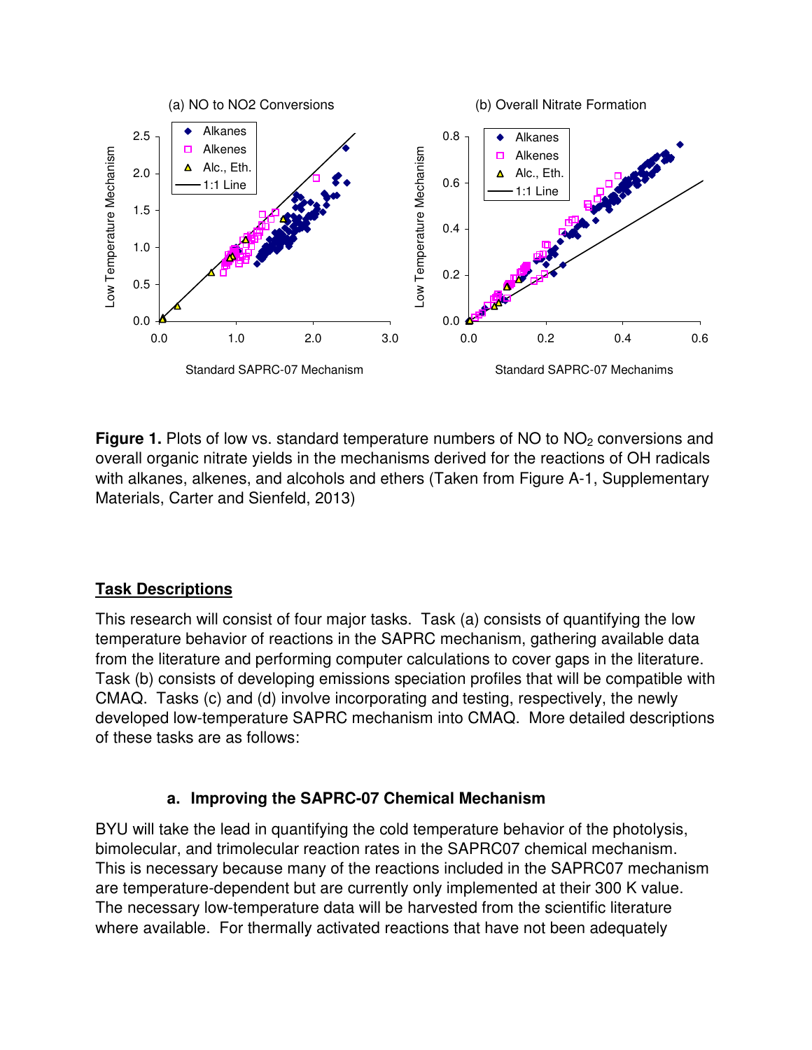**Figure 1.** Plots of low vs. standard temperature numbers of NO to $NO_2$ conversions and overall organic nitrate yields in the mechanisms derived for the reactions of OH radicals with alkanes, alkenes, and alcohols and ethers (Taken from Figure A-1, Supplementary Materials, Carter and Sienfeld, 2013)

## Task Descriptions

This research will consist of four major tasks. Task (a) consists of quantifying the low temperature behavior of reactions in the SAPRC mechanism, gathering available data from the literature and performing computer calculations to cover gaps in the literature. Task (b) consists of developing emissions speciation profiles that will be compatible with CMAQ. Tasks (c) and (d) involve incorporating and testing, respectively, the newly developed low-temperature SAPRC mechanism into CMAQ. More detailed descriptions of these tasks are as follows:

### a. Improving the SAPRC-07 Chemical Mechanism

BYU will take the lead in quantifying the cold temperature behavior of the photolysis, bimolecular, and trimolecular reaction rates in the SAPRC07 chemical mechanism. This is necessary because many of the reactions included in the SAPRC07 mechanism are temperature-dependent but are currently only implemented at their 300 K value. The necessary low-temperature data will be harvested from the scientific literature where available. For thermally activated reactions that have not been adequately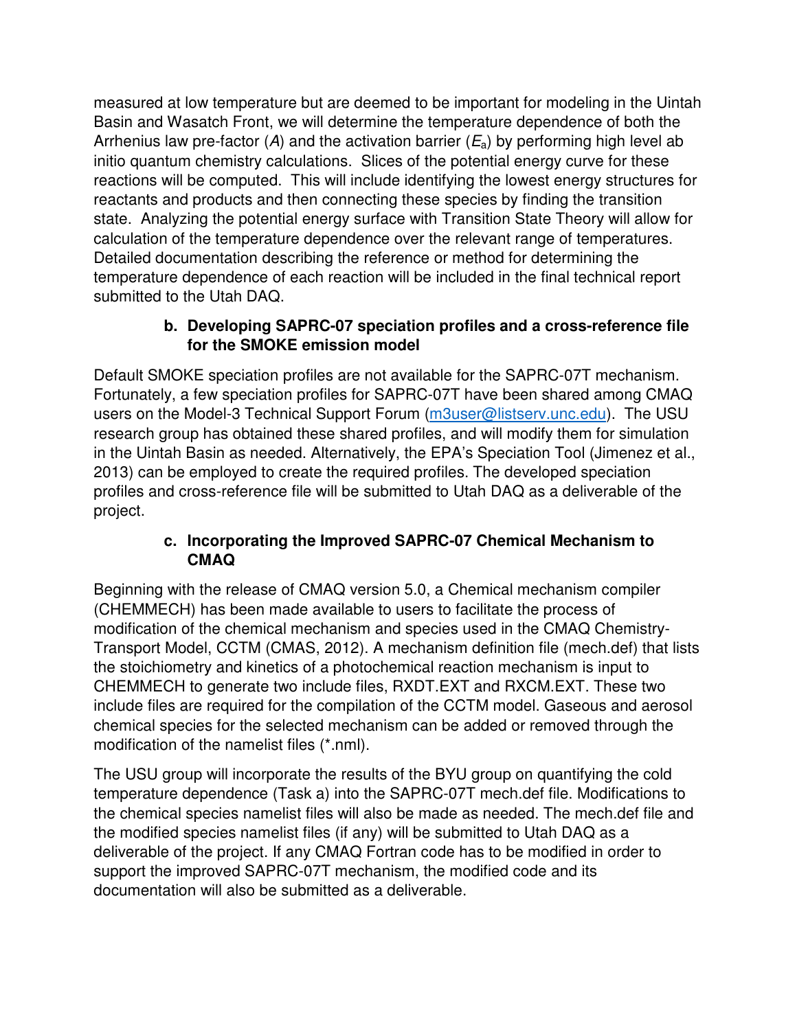measured at low temperature but are deemed to be important for modeling in the Uintah Basin and Wasatch Front, we will determine the temperature dependence of both the Arrhenius law pre-factor ($A$) and the activation barrier ($E_a$) by performing high level ab initio quantum chemistry calculations. Slices of the potential energy curve for these reactions will be computed. This will include identifying the lowest energy structures for reactants and products and then connecting these species by finding the transition state. Analyzing the potential energy surface with Transition State Theory will allow for calculation of the temperature dependence over the relevant range of temperatures. Detailed documentation describing the reference or method for determining the temperature dependence of each reaction will be included in the final technical report submitted to the Utah DAQ.

### b. Developing SAPRC-07 speciation profiles and a cross-reference file for the SMOKE emission model

Default SMOKE speciation profiles are not available for the SAPRC-07T mechanism. Fortunately, a few speciation profiles for SAPRC-07T have been shared among CMAQ users on the Model-3 Technical Support Forum (m3user@listserv.unc.edu). The USU research group has obtained these shared profiles, and will modify them for simulation in the Uintah Basin as needed. Alternatively, the EPA's Speciation Tool (Jimenez et al., 2013) can be employed to create the required profiles. The developed speciation profiles and cross-reference file will be submitted to Utah DAQ as a deliverable of the project.

### c. Incorporating the Improved SAPRC-07 Chemical Mechanism to CMAQ

Beginning with the release of CMAQ version 5.0, a Chemical mechanism compiler (CHEMMECH) has been made available to users to facilitate the process of modification of the chemical mechanism and species used in the CMAQ Chemistry-Transport Model, CCTM (CMAS, 2012). A mechanism definition file (mech.def) that lists the stoichiometry and kinetics of a photochemical reaction mechanism is input to CHEMMECH to generate two include files, RXDT.EXT and RXCM.EXT. These two include files are required for the compilation of the CCTM model. Gaseous and aerosol chemical species for the selected mechanism can be added or removed through the modification of the namelist files (*.nml).

The USU group will incorporate the results of the BYU group on quantifying the cold temperature dependence (Task a) into the SAPRC-07T mech.def file. Modifications to the chemical species namelist files will also be made as needed. The mech.def file and the modified species namelist files (if any) will be submitted to Utah DAQ as a deliverable of the project. If any CMAQ Fortran code has to be modified in order to support the improved SAPRC-07T mechanism, the modified code and its documentation will also be submitted as a deliverable.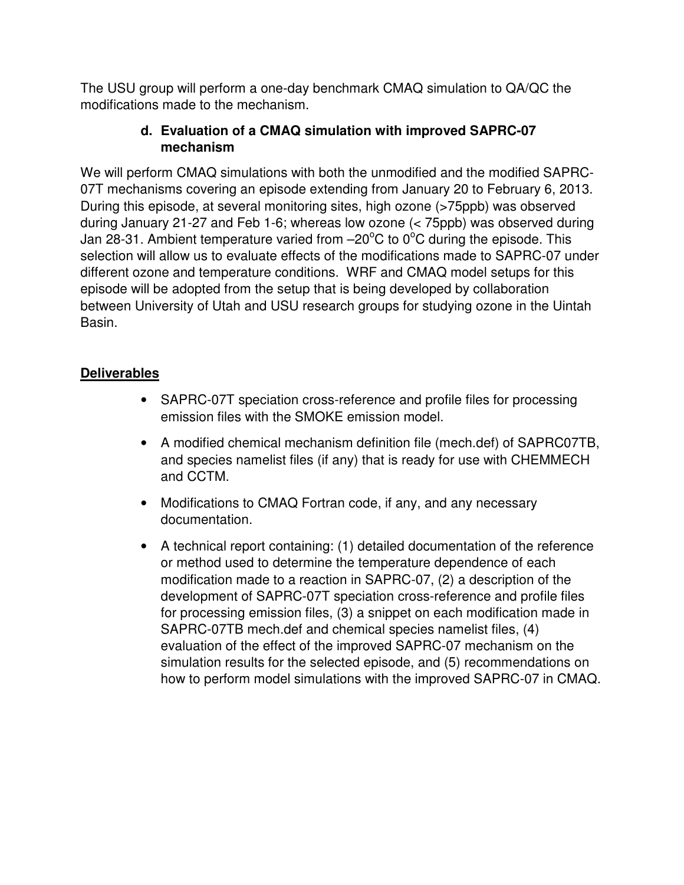The USU group will perform a one-day benchmark CMAQ simulation to QA/QC the modifications made to the mechanism.

### d. Evaluation of a CMAQ simulation with improved SAPRC-07 mechanism

We will perform CMAQ simulations with both the unmodified and the modified SAPRC-07T mechanisms covering an episode extending from January 20 to February 6, 2013. During this episode, at several monitoring sites, high ozone (>75ppb) was observed during January 21-27 and Feb 1-6; whereas low ozone (< 75ppb) was observed during Jan 28-31. Ambient temperature varied from $-20^{o}C$ to $0^{o}C$ during the episode. This selection will allow us to evaluate effects of the modifications made to SAPRC-07 under different ozone and temperature conditions. WRF and CMAQ model setups for this episode will be adopted from the setup that is being developed by collaboration between University of Utah and USU research groups for studying ozone in the Uintah Basin.

## Deliverables

- SAPRC-07T speciation cross-reference and profile files for processing emission files with the SMOKE emission model.
- A modified chemical mechanism definition file (mech.def) of SAPRC07TB, and species namelist files (if any) that is ready for use with CHEMMECH and CCTM.
- Modifications to CMAQ Fortran code, if any, and any necessary documentation.
- A technical report containing: (1) detailed documentation of the reference or method used to determine the temperature dependence of each modification made to a reaction in SAPRC-07, (2) a description of the development of SAPRC-07T speciation cross-reference and profile files for processing emission files, (3) a snippet on each modification made in SAPRC-07TB mech.def and chemical species namelist files, (4) evaluation of the effect of the improved SAPRC-07 mechanism on the simulation results for the selected episode, and (5) recommendations on how to perform model simulations with the improved SAPRC-07 in CMAQ.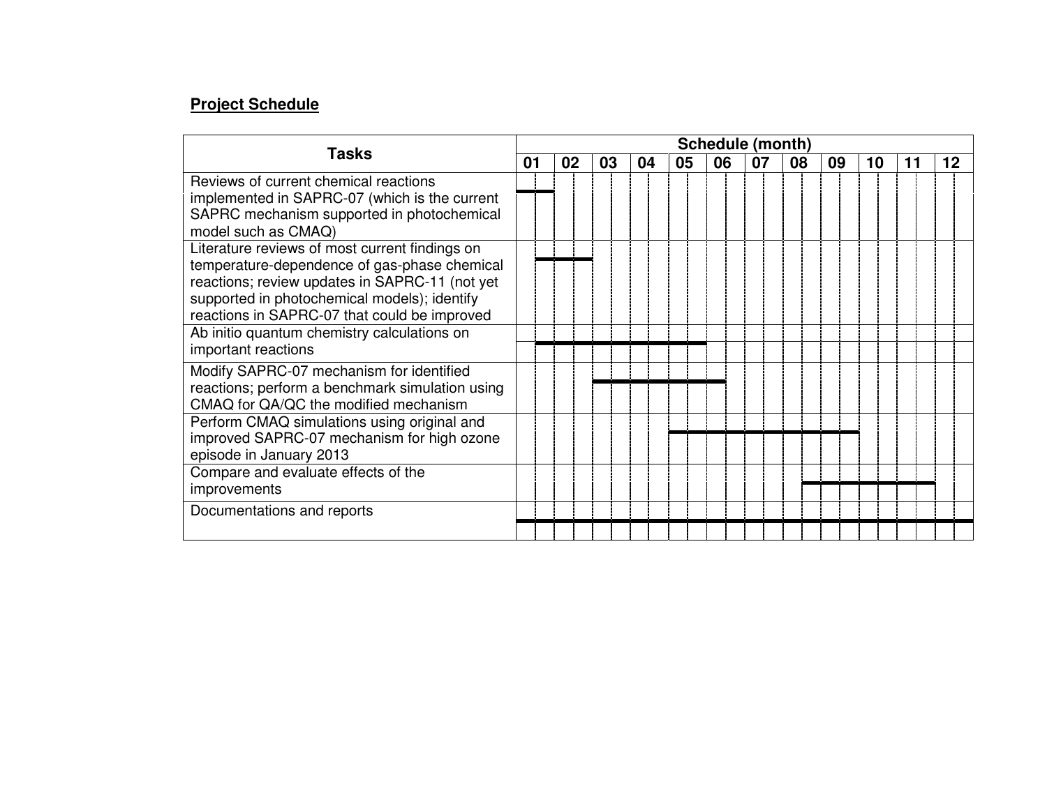## **Project Schedule**

| Tasks | Schedule (month) | | | | | | | | | | | |
|---|---|---|---|---|---|---|---|---|---|---|---|---|
| | 01 | 02 | 03 | 04 | 05 | 06 | 07 | 08 | 09 | 10 | 11 | 12 |
| Reviews of current chemical reactions implemented in SAPRC-07 (which is the current SAPRC mechanism supported in photochemical model such as CMAQ) | X | | | | | | | | | | | |
| Literature reviews of most current findings on temperature-dependence of gas-phase chemical reactions; review updates in SAPRC-11 (not yet supported in photochemical models); identify reactions in SAPRC-07 that could be improved | X | X | | | | | | | | | | |
| Ab initio quantum chemistry calculations on important reactions | X | X | X | X | X | | | | | | | |
| Modify SAPRC-07 mechanism for identified reactions; perform a benchmark simulation using CMAQ for QA/QC the modified mechanism | | | X | X | X | X | | | | | | |
| Perform CMAQ simulations using original and improved SAPRC-07 mechanism for high ozone episode in January 2013 | | | | | X | X | X | X | X | | | |
| Compare and evaluate effects of the improvements | | | | | | | | X | X | X | X | |
| Documentations and reports | X | X | X | X | X | X | X | X | X | X | X | X |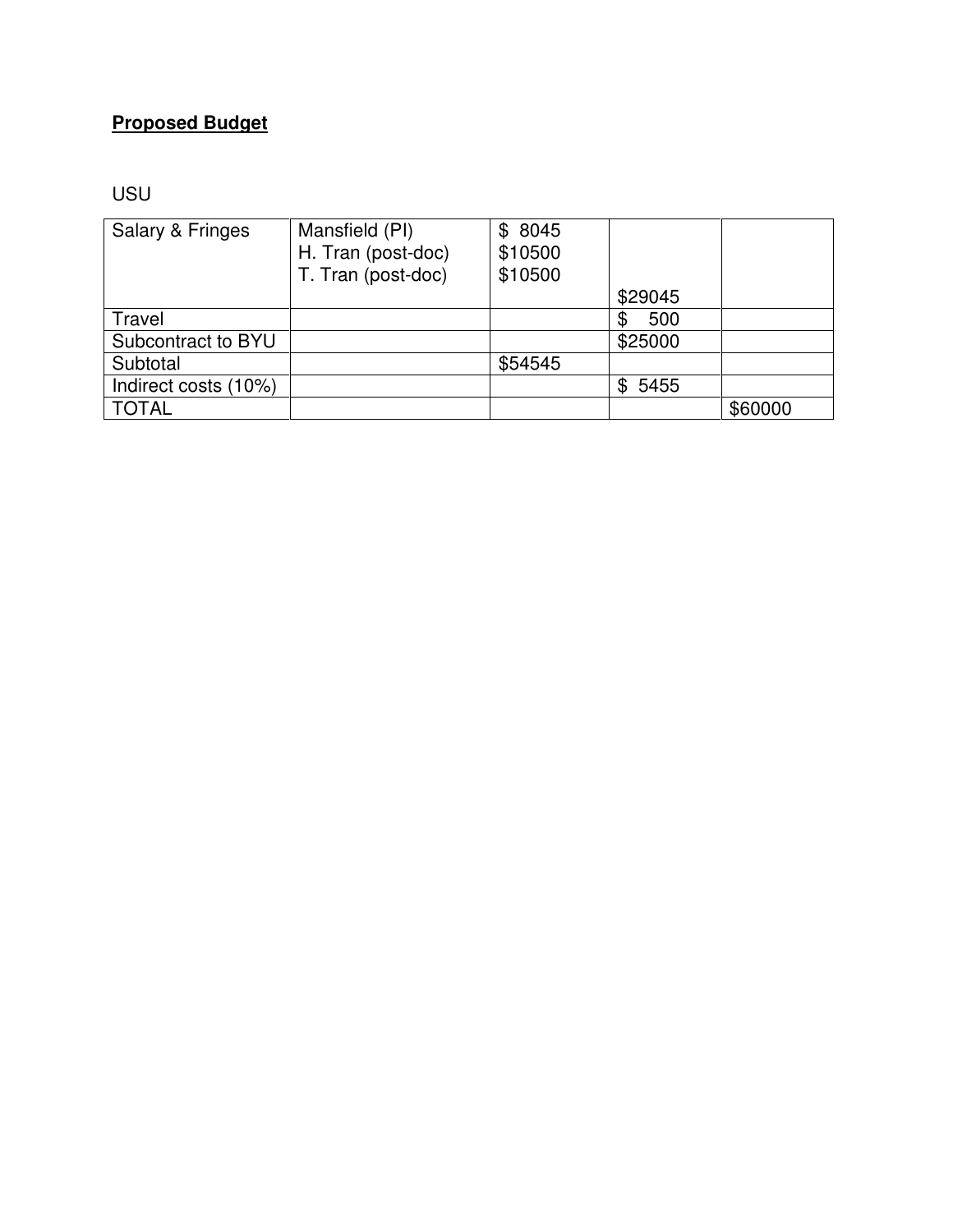**Proposed Budget**

USU

| Salary & Fringes | Mansfield (PI)<br>H. Tran (post-doc)<br>T. Tran (post-doc) | \$ 8045<br>\$10500<br>\$10500 | \$29045 | |
|---|---|---|---|---|
| Travel | | | \$ 500 | |
| Subcontract to BYU | | | \$25000 | |
| Subtotal | | \$54545 | | |
| Indirect costs (10%) | | | \$ 5455 | |
| TOTAL | | | | \$60000 |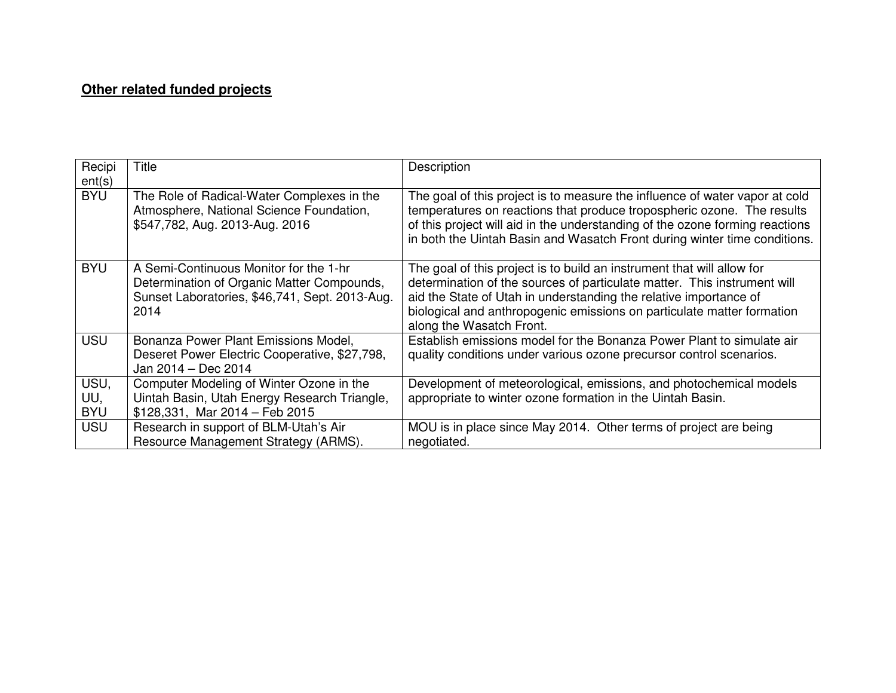**Other related funded projects**

| Recipient(s) | Title | Description |
|---|---|---|
| BYU | The Role of Radical-Water Complexes in the Atmosphere, National Science Foundation, $547,782, Aug. 2013-Aug. 2016 | The goal of this project is to measure the influence of water vapor at cold temperatures on reactions that produce tropospheric ozone. The results of this project will aid in the understanding of the ozone forming reactions in both the Uintah Basin and Wasatch Front during winter time conditions. |
| BYU | A Semi-Continuous Monitor for the 1-hr Determination of Organic Matter Compounds, Sunset Laboratories, $46,741, Sept. 2013-Aug. 2014 | The goal of this project is to build an instrument that will allow for determination of the sources of particulate matter. This instrument will aid the State of Utah in understanding the relative importance of biological and anthropogenic emissions on particulate matter formation along the Wasatch Front. |
| USU | Bonanza Power Plant Emissions Model, Deseret Power Electric Cooperative, $27,798, Jan 2014 – Dec 2014 | Establish emissions model for the Bonanza Power Plant to simulate air quality conditions under various ozone precursor control scenarios. |
| USU, UU, BYU | Computer Modeling of Winter Ozone in the Uintah Basin, Utah Energy Research Triangle, $128,331, Mar 2014 – Feb 2015 | Development of meteorological, emissions, and photochemical models appropriate to winter ozone formation in the Uintah Basin. |
| USU | Research in support of BLM-Utah's Air Resource Management Strategy (ARMS). | MOU is in place since May 2014. Other terms of project are being negotiated. |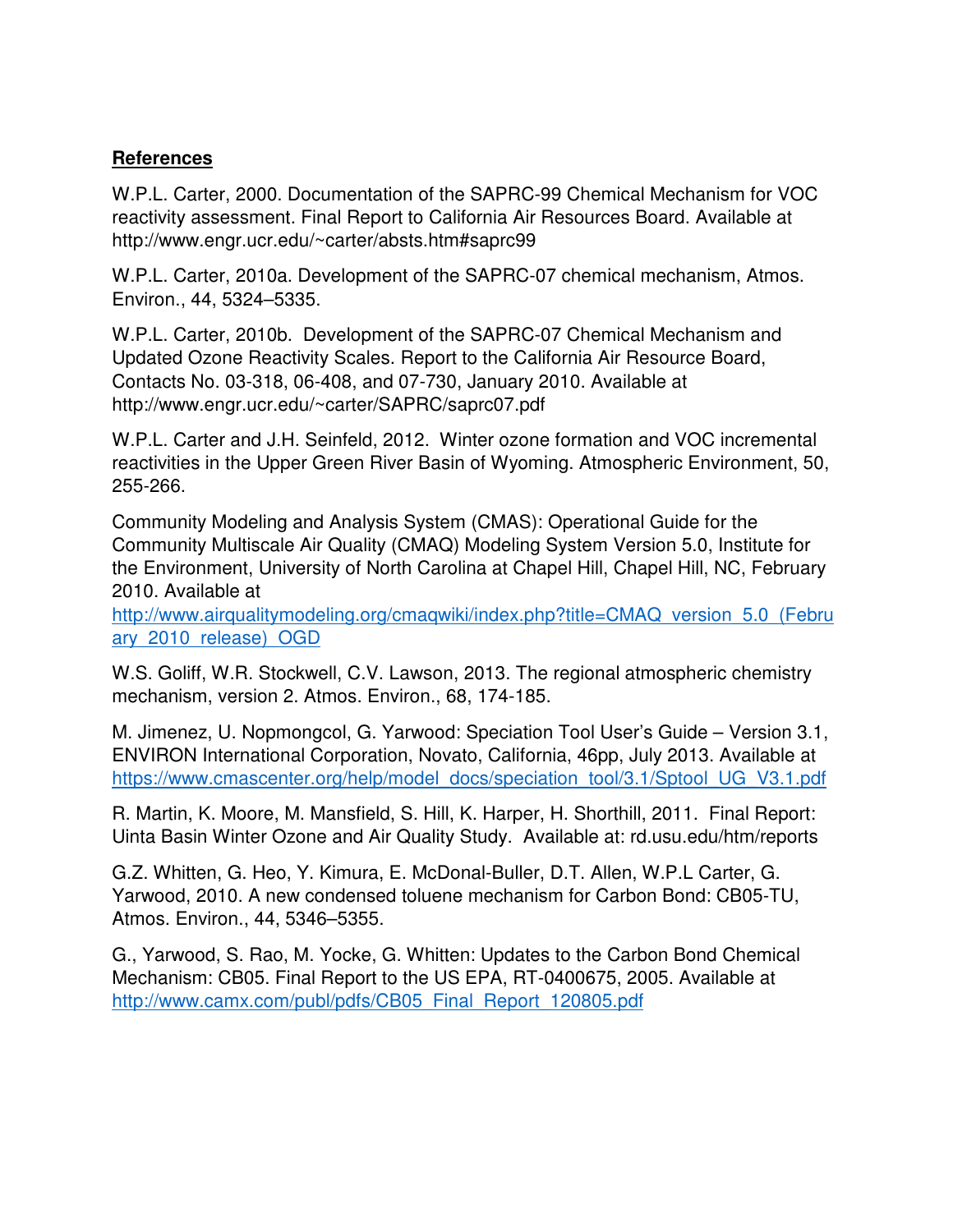## **References**

W.P.L. Carter, 2000. Documentation of the SAPRC-99 Chemical Mechanism for VOC reactivity assessment. Final Report to California Air Resources Board. Available at http://www.engr.ucr.edu/~carter/absts.htm#saprc99

W.P.L. Carter, 2010a. Development of the SAPRC-07 chemical mechanism, Atmos. Environ., 44, 5324–5335.

W.P.L. Carter, 2010b. Development of the SAPRC-07 Chemical Mechanism and Updated Ozone Reactivity Scales. Report to the California Air Resource Board, Contacts No. 03-318, 06-408, and 07-730, January 2010. Available at http://www.engr.ucr.edu/~carter/SAPRC/saprc07.pdf

W.P.L. Carter and J.H. Seinfeld, 2012. Winter ozone formation and VOC incremental reactivities in the Upper Green River Basin of Wyoming. Atmospheric Environment, 50, 255-266.

Community Modeling and Analysis System (CMAS): Operational Guide for the Community Multiscale Air Quality (CMAQ) Modeling System Version 5.0, Institute for the Environment, University of North Carolina at Chapel Hill, Chapel Hill, NC, February 2010. Available at http://www.airqualitymodeling.org/cmaqwiki/index.php?title=CMAQ_version_5.0_(February_2010_release)_OGD

W.S. Goliff, W.R. Stockwell, C.V. Lawson, 2013. The regional atmospheric chemistry mechanism, version 2. Atmos. Environ., 68, 174-185.

M. Jimenez, U. Nopmongcol, G. Yarwood: Speciation Tool User's Guide – Version 3.1, ENVIRON International Corporation, Novato, California, 46pp, July 2013. Available at https://www.cmascenter.org/help/model_docs/speciation_tool/3.1/Sptool_UG_V3.1.pdf

R. Martin, K. Moore, M. Mansfield, S. Hill, K. Harper, H. Shorthill, 2011. Final Report: Uinta Basin Winter Ozone and Air Quality Study. Available at: rd.usu.edu/htm/reports

G.Z. Whitten, G. Heo, Y. Kimura, E. McDonal-Buller, D.T. Allen, W.P.L Carter, G. Yarwood, 2010. A new condensed toluene mechanism for Carbon Bond: CB05-TU, Atmos. Environ., 44, 5346–5355.

G., Yarwood, S. Rao, M. Yocke, G. Whitten: Updates to the Carbon Bond Chemical Mechanism: CB05. Final Report to the US EPA, RT-0400675, 2005. Available at http://www.camx.com/publ/pdfs/CB05_Final_Report_120805.pdf